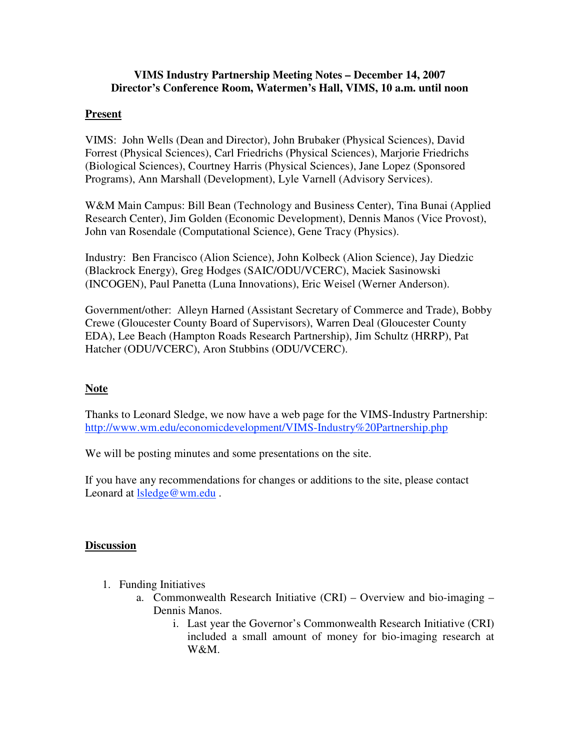**VIMS Industry Partnership Meeting Notes – December 14, 2007**
**Director's Conference Room, Watermen's Hall, VIMS, 10 a.m. until noon**

## Present

VIMS: John Wells (Dean and Director), John Brubaker (Physical Sciences), David Forrest (Physical Sciences), Carl Friedrichs (Physical Sciences), Marjorie Friedrichs (Biological Sciences), Courtney Harris (Physical Sciences), Jane Lopez (Sponsored Programs), Ann Marshall (Development), Lyle Varnell (Advisory Services).

W&M Main Campus: Bill Bean (Technology and Business Center), Tina Bunai (Applied Research Center), Jim Golden (Economic Development), Dennis Manos (Vice Provost), John van Rosendale (Computational Science), Gene Tracy (Physics).

Industry: Ben Francisco (Alion Science), John Kolbeck (Alion Science), Jay Diedzic (Blackrock Energy), Greg Hodges (SAIC/ODU/VCERC), Maciek Sasinowski (INCOGEN), Paul Panetta (Luna Innovations), Eric Weisel (Werner Anderson).

Government/other: Alleyn Harned (Assistant Secretary of Commerce and Trade), Bobby Crewe (Gloucester County Board of Supervisors), Warren Deal (Gloucester County EDA), Lee Beach (Hampton Roads Research Partnership), Jim Schultz (HRRP), Pat Hatcher (ODU/VCERC), Aron Stubbins (ODU/VCERC).

## Note

Thanks to Leonard Sledge, we now have a web page for the VIMS-Industry Partnership: http://www.wm.edu/economicdevelopment/VIMS-Industry%20Partnership.php

We will be posting minutes and some presentations on the site.

If you have any recommendations for changes or additions to the site, please contact Leonard at lsledge@wm.edu .

## Discussion

1. Funding Initiatives
   a. Commonwealth Research Initiative (CRI) – Overview and bio-imaging – Dennis Manos.
      i. Last year the Governor's Commonwealth Research Initiative (CRI) included a small amount of money for bio-imaging research at W&M.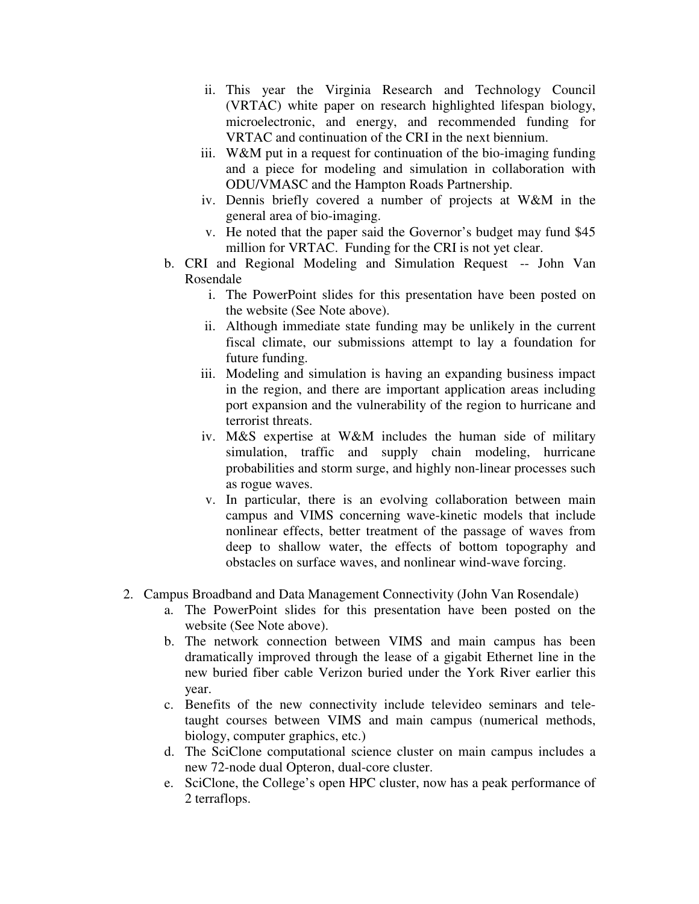ii. This year the Virginia Research and Technology Council (VRTAC) white paper on research highlighted lifespan biology, microelectronic, and energy, and recommended funding for VRTAC and continuation of the CRI in the next biennium.
   iii. W&M put in a request for continuation of the bio-imaging funding and a piece for modeling and simulation in collaboration with ODU/VMASC and the Hampton Roads Partnership.
   iv. Dennis briefly covered a number of projects at W&M in the general area of bio-imaging.
   v. He noted that the paper said the Governor's budget may fund $45 million for VRTAC. Funding for the CRI is not yet clear.

b. CRI and Regional Modeling and Simulation Request -- John Van Rosendale
   i. The PowerPoint slides for this presentation have been posted on the website (See Note above).
   ii. Although immediate state funding may be unlikely in the current fiscal climate, our submissions attempt to lay a foundation for future funding.
   iii. Modeling and simulation is having an expanding business impact in the region, and there are important application areas including port expansion and the vulnerability of the region to hurricane and terrorist threats.
   iv. M&S expertise at W&M includes the human side of military simulation, traffic and supply chain modeling, hurricane probabilities and storm surge, and highly non-linear processes such as rogue waves.
   v. In particular, there is an evolving collaboration between main campus and VIMS concerning wave-kinetic models that include nonlinear effects, better treatment of the passage of waves from deep to shallow water, the effects of bottom topography and obstacles on surface waves, and nonlinear wind-wave forcing.

2. Campus Broadband and Data Management Connectivity (John Van Rosendale)
   a. The PowerPoint slides for this presentation have been posted on the website (See Note above).
   b. The network connection between VIMS and main campus has been dramatically improved through the lease of a gigabit Ethernet line in the new buried fiber cable Verizon buried under the York River earlier this year.
   c. Benefits of the new connectivity include televideo seminars and tele-taught courses between VIMS and main campus (numerical methods, biology, computer graphics, etc.)
   d. The SciClone computational science cluster on main campus includes a new 72-node dual Opteron, dual-core cluster.
   e. SciClone, the College's open HPC cluster, now has a peak performance of 2 terraflops.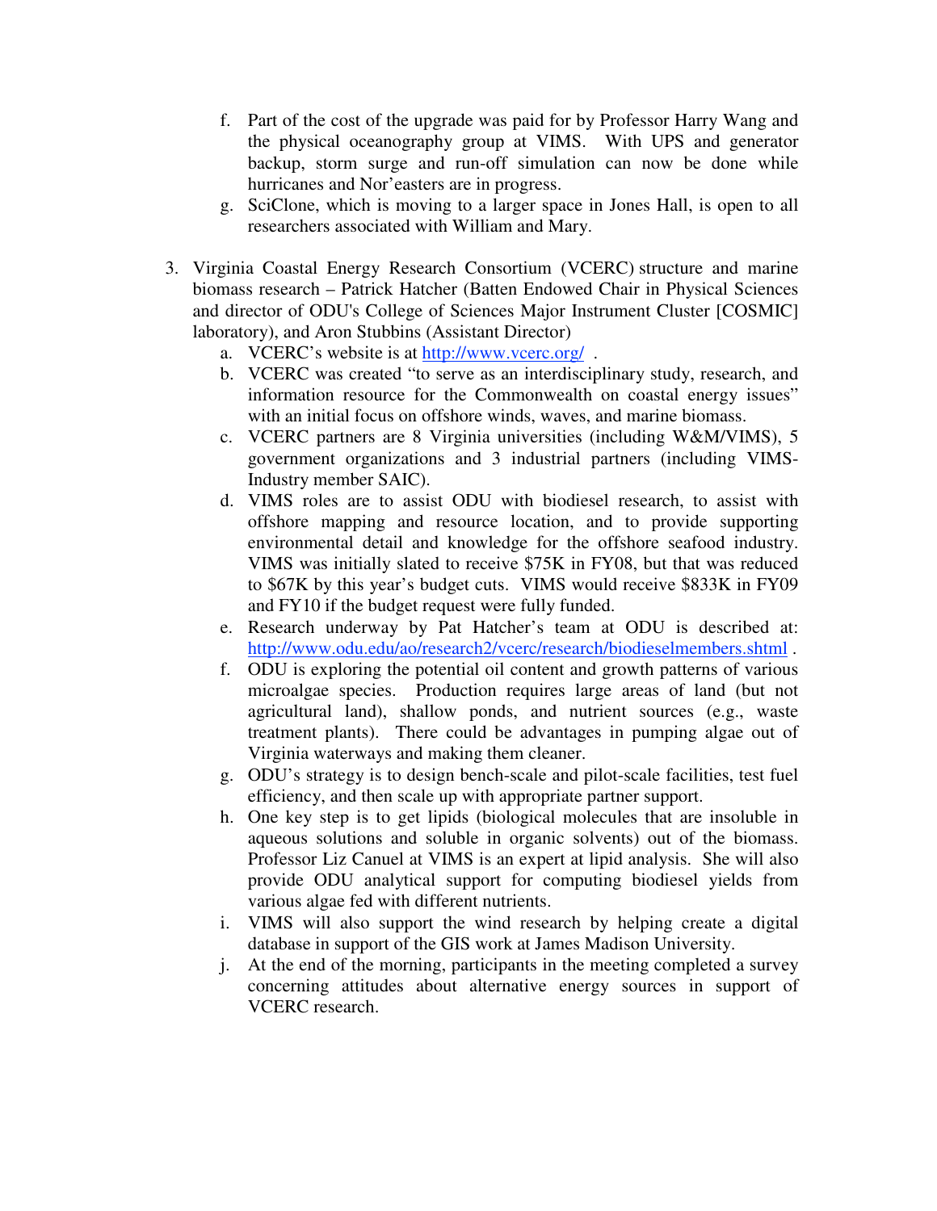f. Part of the cost of the upgrade was paid for by Professor Harry Wang and the physical oceanography group at VIMS. With UPS and generator backup, storm surge and run-off simulation can now be done while hurricanes and Nor'easters are in progress.

g. SciClone, which is moving to a larger space in Jones Hall, is open to all researchers associated with William and Mary.

3. Virginia Coastal Energy Research Consortium (VCERC) structure and marine biomass research – Patrick Hatcher (Batten Endowed Chair in Physical Sciences and director of ODU's College of Sciences Major Instrument Cluster [COSMIC] laboratory), and Aron Stubbins (Assistant Director)

   a. VCERC's website is at http://www.vcerc.org/ .

   b. VCERC was created "to serve as an interdisciplinary study, research, and information resource for the Commonwealth on coastal energy issues" with an initial focus on offshore winds, waves, and marine biomass.

   c. VCERC partners are 8 Virginia universities (including W&M/VIMS), 5 government organizations and 3 industrial partners (including VIMS-Industry member SAIC).

   d. VIMS roles are to assist ODU with biodiesel research, to assist with offshore mapping and resource location, and to provide supporting environmental detail and knowledge for the offshore seafood industry. VIMS was initially slated to receive $75K in FY08, but that was reduced to $67K by this year's budget cuts. VIMS would receive $833K in FY09 and FY10 if the budget request were fully funded.

   e. Research underway by Pat Hatcher's team at ODU is described at: http://www.odu.edu/ao/research2/vcerc/research/biodieselmembers.shtml .

   f. ODU is exploring the potential oil content and growth patterns of various microalgae species. Production requires large areas of land (but not agricultural land), shallow ponds, and nutrient sources (e.g., waste treatment plants). There could be advantages in pumping algae out of Virginia waterways and making them cleaner.

   g. ODU's strategy is to design bench-scale and pilot-scale facilities, test fuel efficiency, and then scale up with appropriate partner support.

   h. One key step is to get lipids (biological molecules that are insoluble in aqueous solutions and soluble in organic solvents) out of the biomass. Professor Liz Canuel at VIMS is an expert at lipid analysis. She will also provide ODU analytical support for computing biodiesel yields from various algae fed with different nutrients.

   i. VIMS will also support the wind research by helping create a digital database in support of the GIS work at James Madison University.

   j. At the end of the morning, participants in the meeting completed a survey concerning attitudes about alternative energy sources in support of VCERC research.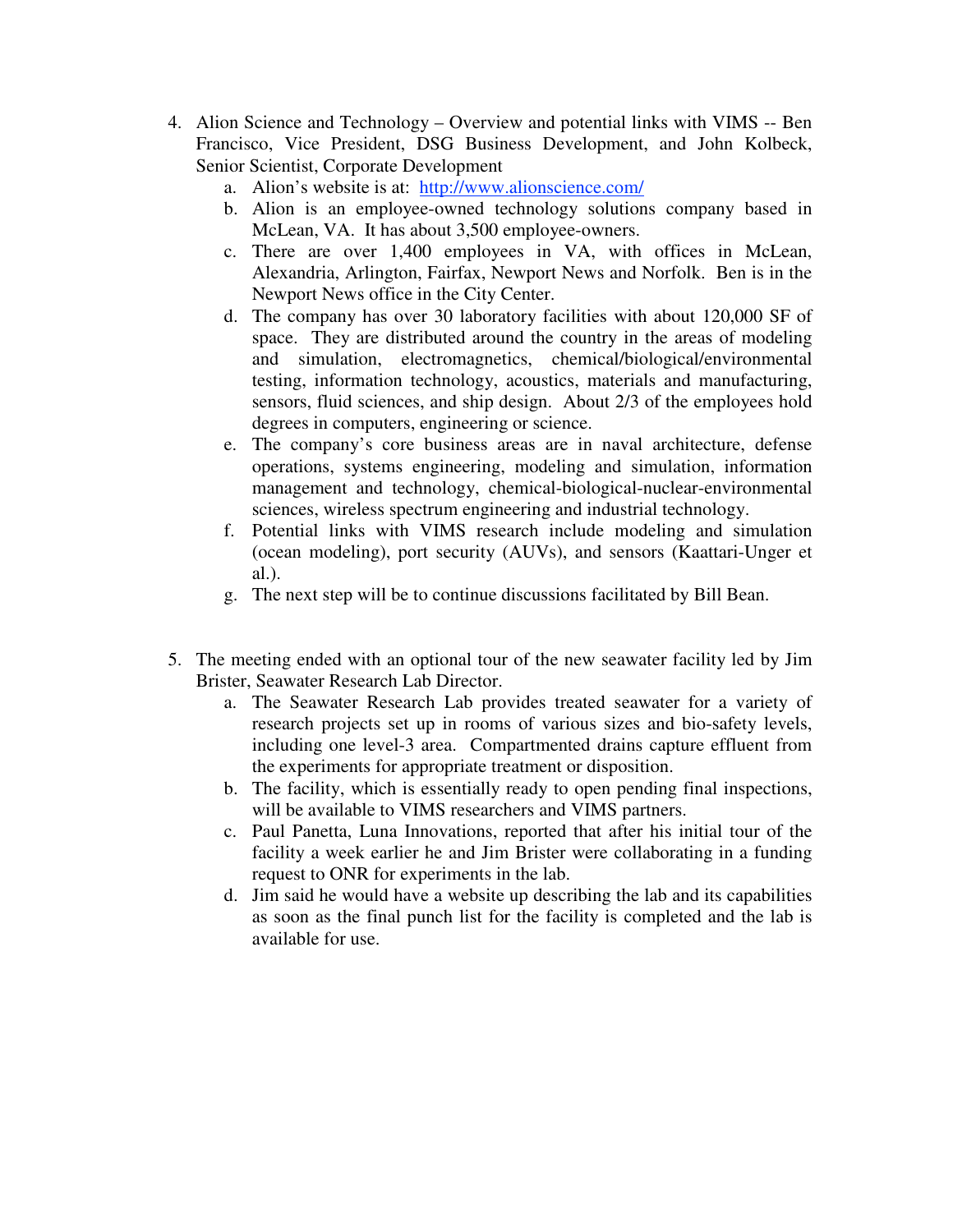4. Alion Science and Technology – Overview and potential links with VIMS -- Ben Francisco, Vice President, DSG Business Development, and John Kolbeck, Senior Scientist, Corporate Development
    a. Alion's website is at: [http://www.alionscience.com/](http://www.alionscience.com/)
    b. Alion is an employee-owned technology solutions company based in McLean, VA. It has about 3,500 employee-owners.
    c. There are over 1,400 employees in VA, with offices in McLean, Alexandria, Arlington, Fairfax, Newport News and Norfolk. Ben is in the Newport News office in the City Center.
    d. The company has over 30 laboratory facilities with about 120,000 SF of space. They are distributed around the country in the areas of modeling and simulation, electromagnetics, chemical/biological/environmental testing, information technology, acoustics, materials and manufacturing, sensors, fluid sciences, and ship design. About 2/3 of the employees hold degrees in computers, engineering or science.
    e. The company's core business areas are in naval architecture, defense operations, systems engineering, modeling and simulation, information management and technology, chemical-biological-nuclear-environmental sciences, wireless spectrum engineering and industrial technology.
    f. Potential links with VIMS research include modeling and simulation (ocean modeling), port security (AUVs), and sensors (Kaattari-Unger et al.).
    g. The next step will be to continue discussions facilitated by Bill Bean.

5. The meeting ended with an optional tour of the new seawater facility led by Jim Brister, Seawater Research Lab Director.
    a. The Seawater Research Lab provides treated seawater for a variety of research projects set up in rooms of various sizes and bio-safety levels, including one level-3 area. Compartmented drains capture effluent from the experiments for appropriate treatment or disposition.
    b. The facility, which is essentially ready to open pending final inspections, will be available to VIMS researchers and VIMS partners.
    c. Paul Panetta, Luna Innovations, reported that after his initial tour of the facility a week earlier he and Jim Brister were collaborating in a funding request to ONR for experiments in the lab.
    d. Jim said he would have a website up describing the lab and its capabilities as soon as the final punch list for the facility is completed and the lab is available for use.